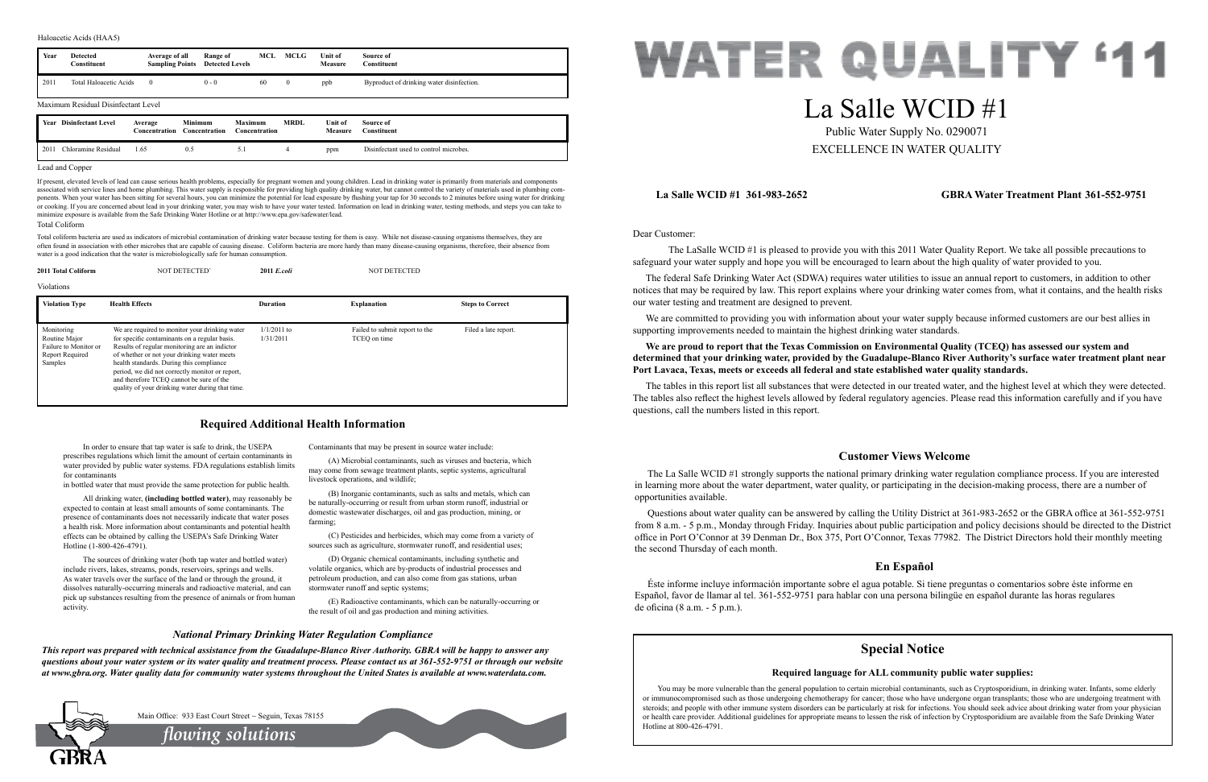Haloacetic Acids (HAA5)

| Year | Detected Constituent | Average of all Sampling Points | Range of Detected Levels | MCL | MCLG | Unit of Measure | Source of Constituent |
|---|---|---|---|---|---|---|---|
| 2011 | Total Haloacetic Acids | 0 | 0 - 0 | 60 | 0 | ppb | Byproduct of drinking water disinfection. |

Maximum Residual Disinfectant Level

| Year | Disinfectant Level | Average Concentration | Minimum Concentration | Maximum Concentration | MRDL | Unit of Measure | Source of Constituent |
|---|---|---|---|---|---|---|---|
| 2011 | Chloramine Residual | 1.65 | 0.5 | 5.1 | 4 | ppm | Disinfectant used to control microbes. |

Lead and Copper

If present, elevated levels of lead can cause serious health problems, especially for pregnant women and young children. Lead in drinking water is primarily from materials and components associated with service lines and home plumbing. This water supply is responsible for providing high quality drinking water, but cannot control the variety of materials used in plumbing components. When your water has been sitting for several hours, you can minimize the potential for lead exposure by flushing your tap for 30 seconds to 2 minutes before using water for drinking or cooking. If you are concerned about lead in your drinking water, you may wish to have your water tested. Information on lead in drinking water, testing methods, and steps you can take to minimize exposure is available from the Safe Drinking Water Hotline or at http://www.epa.gov/safewater/lead.

Total Coliform

Total coliform bacteria are used as indicators of microbial contamination of drinking water because testing for them is easy. While not disease-causing organisms themselves, they are often found in association with other microbes that are capable of causing disease. Coliform bacteria are more hardy than many disease-causing organisms, therefore, their absence from water is a good indication that the water is microbiologically safe for human consumption.

**2011 Total Coliform** NOT DETECTED **2011 *E.coli*** NOT DETECTED

Violations

| Violation Type | Health Effects | Duration | Explanation | Steps to Correct |
|---|---|---|---|---|
| Monitoring Routine Major Failure to Monitor or Report Required Samples | We are required to monitor your drinking water for specific contaminants on a regular basis. Results of regular monitoring are an indictor of whether or not your drinking water meets health standards. During this compliance period, we did not correctly monitor or report, and therefore TCEQ cannot be sure of the quality of your drinking water during that time. | 1/1/2011 to 1/31/2011 | Failed to submit report to the TCEQ on time | Filed a late report. |

## Required Additional Health Information

In order to ensure that tap water is safe to drink, the USEPA prescribes regulations which limit the amount of certain contaminants in water provided by public water systems. FDA regulations establish limits for contaminants in bottled water that must provide the same protection for public health.

All drinking water, **(including bottled water)**, may reasonably be expected to contain at least small amounts of some contaminants. The presence of contaminants does not necessarily indicate that water poses a health risk. More information about contaminants and potential health effects can be obtained by calling the USEPA's Safe Drinking Water Hotline (1-800-426-4791).

The sources of drinking water (both tap water and bottled water) include rivers, lakes, streams, ponds, reservoirs, springs and wells. As water travels over the surface of the land or through the ground, it dissolves naturally-occurring minerals and radioactive material, and can pick up substances resulting from the presence of animals or from human activity.

Contaminants that may be present in source water include:

(A) Microbial contaminants, such as viruses and bacteria, which may come from sewage treatment plants, septic systems, agricultural livestock operations, and wildlife;

(B) Inorganic contaminants, such as salts and metals, which can be naturally-occurring or result from urban storm runoff, industrial or domestic wastewater discharges, oil and gas production, mining, or farming;

(C) Pesticides and herbicides, which may come from a variety of sources such as agriculture, stormwater runoff, and residential uses;

(D) Organic chemical contaminants, including synthetic and volatile organics, which are by-products of industrial processes and petroleum production, and can also come from gas stations, urban stormwater runoff and septic systems;

(E) Radioactive contaminants, which can be naturally-occurring or the result of oil and gas production and mining activities.

### *National Primary Drinking Water Regulation Compliance*

***This report was prepared with technical assistance from the Guadalupe-Blanco River Authority. GBRA will be happy to answer any questions about your water system or its water quality and treatment process. Please contact us at 361-552-9751 or through our website at www.gbra.org. Water quality data for community water systems throughout the United States is available at www.waterdata.com.***

Main Office: 933 East Court Street ~ Seguin, Texas 78155

GBRA *flowing solutions*

# WATER QUALITY '11

# La Salle WCID #1

Public Water Supply No. 0290071

EXCELLENCE IN WATER QUALITY

**La Salle WCID #1 361-983-2652** **GBRA Water Treatment Plant 361-552-9751**

Dear Customer:

The LaSalle WCID #1 is pleased to provide you with this 2011 Water Quality Report. We take all possible precautions to safeguard your water supply and hope you will be encouraged to learn about the high quality of water provided to you.

The federal Safe Drinking Water Act (SDWA) requires water utilities to issue an annual report to customers, in addition to other notices that may be required by law. This report explains where your drinking water comes from, what it contains, and the health risks our water testing and treatment are designed to prevent.

We are committed to providing you with information about your water supply because informed customers are our best allies in supporting improvements needed to maintain the highest drinking water standards.

**We are proud to report that the Texas Commission on Environmental Quality (TCEQ) has assessed our system and determined that your drinking water, provided by the Guadalupe-Blanco River Authority's surface water treatment plant near Port Lavaca, Texas, meets or exceeds all federal and state established water quality standards.**

The tables in this report list all substances that were detected in our treated water, and the highest level at which they were detected. The tables also reflect the highest levels allowed by federal regulatory agencies. Please read this information carefully and if you have questions, call the numbers listed in this report.

## Customer Views Welcome

The La Salle WCID #1 strongly supports the national primary drinking water regulation compliance process. If you are interested in learning more about the water department, water quality, or participating in the decision-making process, there are a number of opportunities available.

Questions about water quality can be answered by calling the Utility District at 361-983-2652 or the GBRA office at 361-552-9751 from 8 a.m. - 5 p.m., Monday through Friday. Inquiries about public participation and policy decisions should be directed to the District office in Port O'Connor at 39 Denman Dr., Box 375, Port O'Connor, Texas 77982. The District Directors hold their monthly meeting the second Thursday of each month.

## En Español

Éste informe incluye información importante sobre el agua potable. Si tiene preguntas o comentarios sobre éste informe en Español, favor de llamar al tel. 361-552-9751 para hablar con una persona bilingüe en español durante las horas regulares de oficina (8 a.m. - 5 p.m.).

## Special Notice

**Required language for ALL community public water supplies:**

You may be more vulnerable than the general population to certain microbial contaminants, such as Cryptosporidium, in drinking water. Infants, some elderly or immunocompromised such as those undergoing chemotherapy for cancer; those who have undergone organ transplants; those who are undergoing treatment with steroids; and people with other immune system disorders can be particularly at risk for infections. You should seek advice about drinking water from your physician or health care provider. Additional guidelines for appropriate means to lessen the risk of infection by Cryptosporidium are available from the Safe Drinking Water Hotline at 800-426-4791.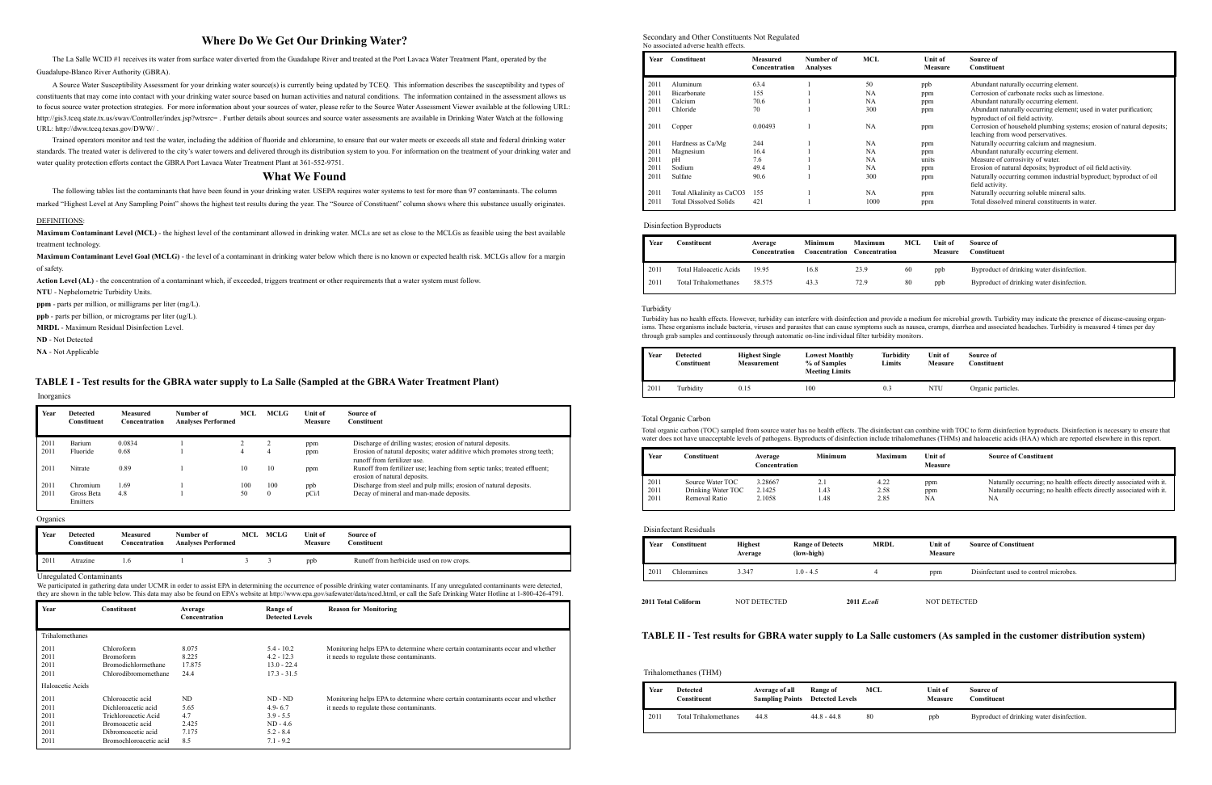## Where Do We Get Our Drinking Water?

The La Salle WCID #1 receives its water from surface water diverted from the Guadalupe River and treated at the Port Lavaca Water Treatment Plant, operated by the Guadalupe-Blanco River Authority (GBRA).

A Source Water Susceptibility Assessment for your drinking water source(s) is currently being updated by TCEQ. This information describes the susceptibility and types of constituents that may come into contact with your drinking water source based on human activities and natural conditions. The information contained in the assessment allows us to focus source water protection strategies. For more information about your sources of water, please refer to the Source Water Assessment Viewer available at the following URL: http://gis3.tceq.state.tx.us/swav/Controller/index.jsp?wtrsrc= . Further details about sources and source water assessments are available in Drinking Water Watch at the following URL: http://dww.tceq.texas.gov/DWW/ .

Trained operators monitor and test the water, including the addition of fluoride and chloramine, to ensure that our water meets or exceeds all state and federal drinking water standards. The treated water is delivered to the city's water towers and delivered through its distribution system to you. For information on the treatment of your drinking water and water quality protection efforts contact the GBRA Port Lavaca Water Treatment Plant at 361-552-9751.

## What We Found

The following tables list the contaminants that have been found in your drinking water. USEPA requires water systems to test for more than 97 contaminants. The column marked "Highest Level at Any Sampling Point" shows the highest test results during the year. The "Source of Constituent" column shows where this substance usually originates.

DEFINITIONS:

**Maximum Contaminant Level (MCL)** - the highest level of the contaminant allowed in drinking water. MCLs are set as close to the MCLGs as feasible using the best available treatment technology.

**Maximum Contaminant Level Goal (MCLG)** - the level of a contaminant in drinking water below which there is no known or expected health risk. MCLGs allow for a margin of safety.

**Action Level (AL)** - the concentration of a contaminant which, if exceeded, triggers treatment or other requirements that a water system must follow.

**NTU** - Nephelometric Turbidity Units.

**ppm** - parts per million, or milligrams per liter (mg/L).

**ppb** - parts per billion, or micrograms per liter (ug/L).

**MRDL** - Maximum Residual Disinfection Level.

**ND** - Not Detected

**NA** - Not Applicable

### TABLE I - Test results for the GBRA water supply to La Salle (Sampled at the GBRA Water Treatment Plant)

Inorganics

| Year | Detected Constituent | Measured Concentration | Number of Analyses Performed | MCL | MCLG | Unit of Measure | Source of Constituent |
|---|---|---|---|---|---|---|---|
| 2011 | Barium | 0.0834 | 1 | 2 | 2 | ppm | Discharge of drilling wastes; erosion of natural deposits. |
| 2011 | Fluoride | 0.68 | 1 | 4 | 4 | ppm | Erosion of natural deposits; water additive which promotes strong teeth; runoff from fertilizer use. |
| 2011 | Nitrate | 0.89 | 1 | 10 | 10 | ppm | Runoff from fertilizer use; leaching from septic tanks; treated effluent; erosion of natural deposits. |
| 2011 | Chromium | 1.69 | 1 | 100 | 100 | ppb | Discharge from steel and pulp mills; erosion of natural deposits. |
| 2011 | Gross Beta Emitters | 4.8 | 1 | 50 | 0 | pCi/l | Decay of mineral and man-made deposits. |

Organics

| Year | Detected Constituent | Measured Concentration | Number of Analyses Performed | MCL | MCLG | Unit of Measure | Source of Constituent |
|---|---|---|---|---|---|---|---|
| 2011 | Atrazine | 1.6 | 1 | 3 | 3 | ppb | Runoff from herbicide used on row crops. |

Unregulated Contaminants

We participated in gathering data under UCMR in order to assist EPA in determining the occurrence of possible drinking water contaminants. If any unregulated contaminants were detected, they are shown in the table below. This data may also be found on EPA's website at http://www.epa.gov/safewater/data/ncod.html, or call the Safe Drinking Water Hotline at 1-800-426-4791.

| Year | Constituent | Average Concentration | Range of Detected Levels | Reason for Monitoring |
|---|---|---|---|---|
| Trihalomethanes | | | | |
| 2011 | Chloroform | 8.075 | 5.4 - 10.2 | Monitoring helps EPA to determine where certain contaminants occur and whether it needs to regulate those contaminants. |
| 2011 | Bromoform | 8.225 | 4.2 - 12.3 | |
| 2011 | Bromodichlormethane | 17.875 | 13.0 - 22.4 | |
| 2011 | Chlorodibromomethane | 24.4 | 17.3 - 31.5 | |
| Haloacetic Acids | | | | |
| 2011 | Chloroacetic acid | ND | ND - ND | Monitoring helps EPA to determine where certain contaminants occur and whether it needs to regulate those contaminants. |
| 2011 | Dichloroacetic acid | 5.65 | 4.9- 6.7 | |
| 2011 | Trichloroacetic Acid | 4.7 | 3.9 - 5.5 | |
| 2011 | Bromoacetic acid | 2.425 | ND - 4.6 | |
| 2011 | Dibromoacetic acid | 7.175 | 5.2 - 8.4 | |
| 2011 | Bromochloroacetic acid | 8.5 | 7.1 - 9.2 | |

Secondary and Other Constituents Not Regulated
No associated adverse health effects.

| Year | Constituent | Measured Concentration | Number of Analyses | MCL | Unit of Measure | Source of Constituent |
|---|---|---|---|---|---|---|
| 2011 | Aluminum | 63.4 | 1 | 50 | ppb | Abundant naturally occurring element. |
| 2011 | Bicarbonate | 155 | 1 | NA | ppm | Corrosion of carbonate rocks such as limestone. |
| 2011 | Calcium | 70.6 | 1 | NA | ppm | Abundant naturally occurring element. |
| 2011 | Chloride | 70 | 1 | 300 | ppm | Abundant naturally occurring element; used in water purification; byproduct of oil field activity. |
| 2011 | Copper | 0.00493 | 1 | NA | ppm | Corrosion of household plumbing systems; erosion of natural deposits; leaching from wood perservatives. |
| 2011 | Hardness as Ca/Mg | 244 | 1 | NA | ppm | Naturally occurring calcium and magnesium. |
| 2011 | Magnesium | 16.4 | 1 | NA | ppm | Abundant naturally occurring element. |
| 2011 | pH | 7.6 | 1 | NA | units | Measure of corrosivity of water. |
| 2011 | Sodium | 49.4 | 1 | NA | ppm | Erosion of natural deposits; byproduct of oil field activity. |
| 2011 | Sulfate | 90.6 | 1 | 300 | ppm | Naturally occurring common industrial byproduct; byproduct of oil field activity. |
| 2011 | Total Alkalinity as CaCO3 | 155 | 1 | NA | ppm | Naturally occurring soluble mineral salts. |
| 2011 | Total Dissolved Solids | 421 | 1 | 1000 | ppm | Total dissolved mineral constituents in water. |

Disinfection Byproducts

| Year | Constituent | Average Concentration | Minimum Concentration | Maximum Concentration | MCL | Unit of Measure | Source of Constituent |
|---|---|---|---|---|---|---|---|
| 2011 | Total Haloacetic Acids | 19.95 | 16.8 | 23.9 | 60 | ppb | Byproduct of drinking water disinfection. |
| 2011 | Total Trihalomethanes | 58.575 | 43.3 | 72.9 | 80 | ppb | Byproduct of drinking water disinfection. |

Turbidity

Turbidity has no health effects. However, turbidity can interfere with disinfection and provide a medium for microbial growth. Turbidity may indicate the presence of disease-causing organisms. These organisms include bacteria, viruses and parasites that can cause symptoms such as nausea, cramps, diarrhea and associated headaches. Turbidity is measured 4 times per day through grab samples and continuously through automatic on-line individual filter turbidity monitors.

| Year | Detected Constituent | Highest Single Measurement | Lowest Monthly % of Samples Meeting Limits | Turbidity Limits | Unit of Measure | Source of Constituent |
|---|---|---|---|---|---|---|
| 2011 | Turbidity | 0.15 | 100 | 0.3 | NTU | Organic particles. |

Total Organic Carbon

Total organic carbon (TOC) sampled from source water has no health effects. The disinfectant can combine with TOC to form disinfection byproducts. Disinfection is necessary to ensure that water does not have unacceptable levels of pathogens. Byproducts of disinfection include trihalomethanes (THMs) and haloacetic acids (HAA) which are reported elsewhere in this report.

| Year | Constituent | Average Concentration | Minimum | Maximum | Unit of Measure | Source of Constituent |
|---|---|---|---|---|---|---|
| 2011 | Source Water TOC | 3.28667 | 2.1 | 4.22 | ppm | Naturally occurring; no health effects directly associated with it. |
| 2011 | Drinking Water TOC | 2.1425 | 1.43 | 2.58 | ppm | Naturally occurring; no health effects directly associated with it. |
| 2011 | Removal Ratio | 2.1058 | 1.48 | 2.85 | NA | NA |

Disinfectant Residuals

| Year | Constituent | Highest Average | Range of Detects (low-high) | MRDL | Unit of Measure | Source of Constituent |
|---|---|---|---|---|---|---|
| 2011 | Chloramines | 3.347 | 1.0 - 4.5 | 4 | ppm | Disinfectant used to control microbes. |

**2011 Total Coliform** NOT DETECTED **2011 *E.coli*** NOT DETECTED

### TABLE II - Test results for GBRA water supply to La Salle customers (As sampled in the customer distribution system)

Trihalomethanes (THM)

| Year | Detected Constituent | Average of all Sampling Points | Range of Detected Levels | MCL | Unit of Measure | Source of Constituent |
|---|---|---|---|---|---|---|
| 2011 | Total Trihalomethanes | 44.8 | 44.8 - 44.8 | 80 | ppb | Byproduct of drinking water disinfection. |